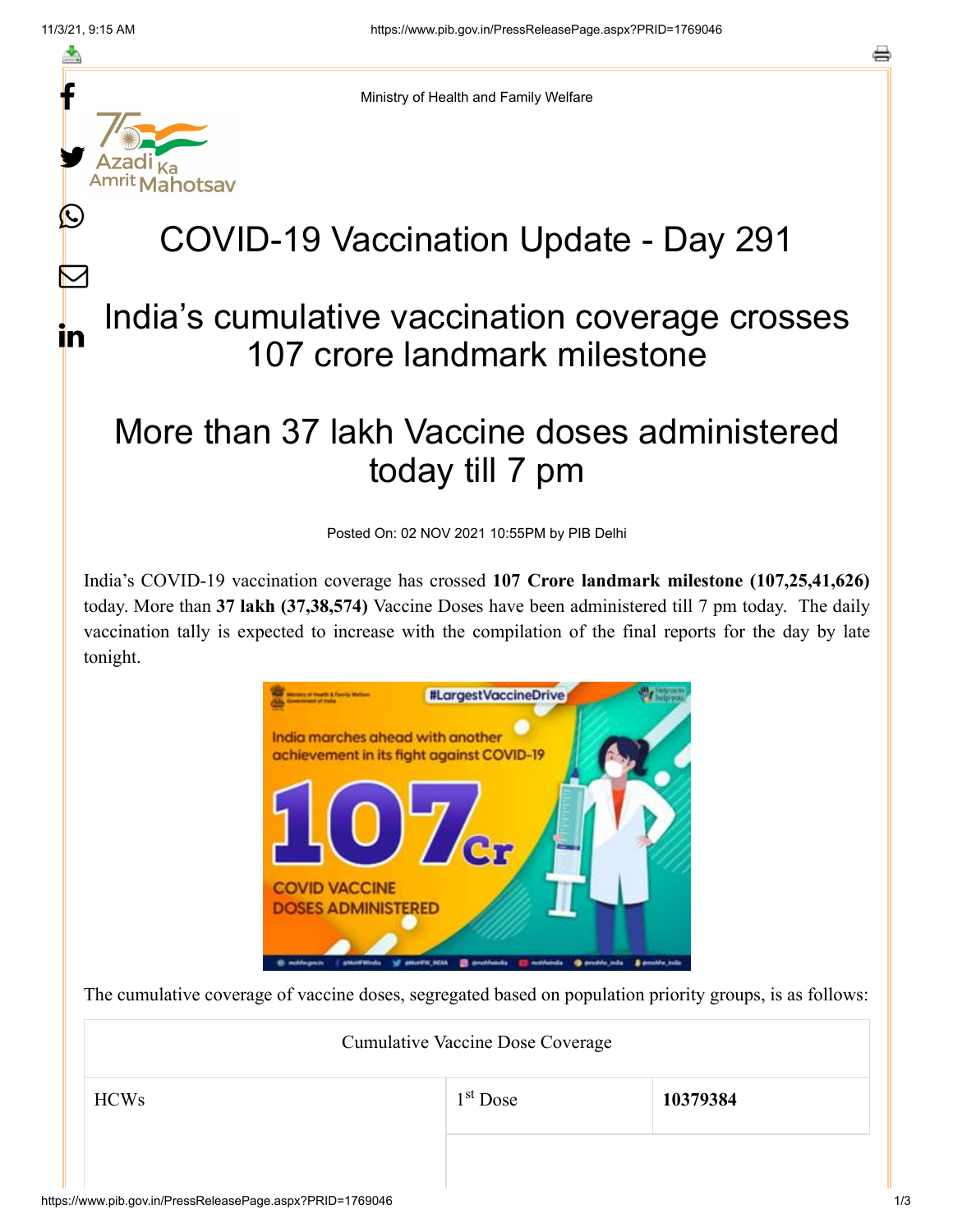Ministry of Health and Family Welfare

# COVID-19 Vaccination Update - Day 291

## India's cumulative vaccination coverage crosses 107 crore landmark milestone

## More than 37 lakh Vaccine doses administered today till 7 pm

Posted On: 02 NOV 2021 10:55PM by PIB Delhi

India's COVID-19 vaccination coverage has crossed **107 Crore landmark milestone (107,25,41,626)** today. More than **37 lakh (37,38,574)** Vaccine Doses have been administered till 7 pm today. The daily vaccination tally is expected to increase with the compilation of the final reports for the day by late tonight.

The cumulative coverage of vaccine doses, segregated based on population priority groups, is as follows:

| Cumulative Vaccine Dose Coverage | | |
|---|---|---|
| HCWs | 1st Dose | **10379384** |
| | | |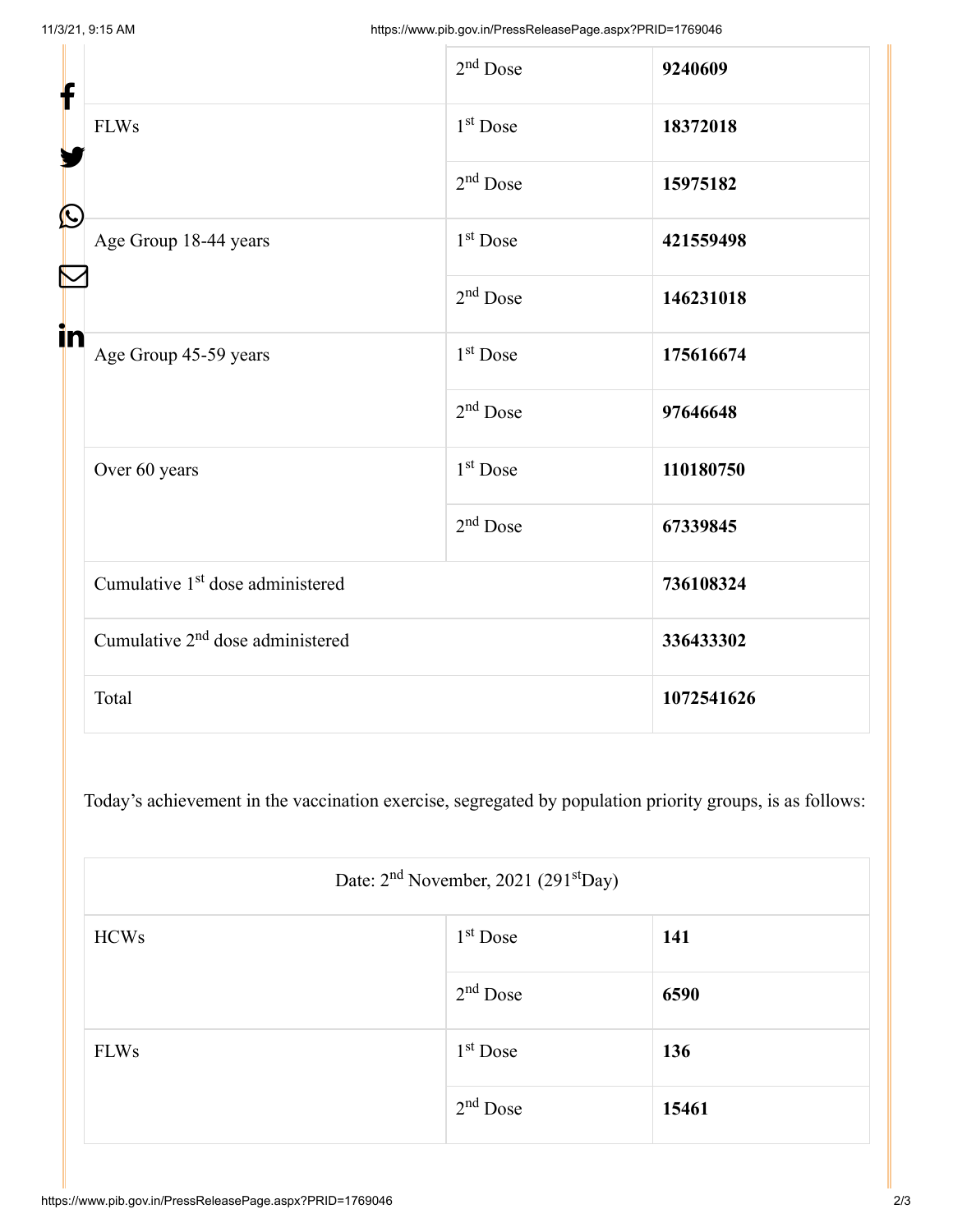| | | |
|---|---|---|
| | 2nd Dose | **9240609** |
| FLWs | 1st Dose | **18372018** |
| | 2nd Dose | **15975182** |
| Age Group 18-44 years | 1st Dose | **421559498** |
| | 2nd Dose | **146231018** |
| Age Group 45-59 years | 1st Dose | **175616674** |
| | 2nd Dose | **97646648** |
| Over 60 years | 1st Dose | **110180750** |
| | 2nd Dose | **67339845** |
| Cumulative 1st dose administered | | **736108324** |
| Cumulative 2nd dose administered | | **336433302** |
| Total | | **1072541626** |

Today's achievement in the vaccination exercise, segregated by population priority groups, is as follows:

| Date: 2nd November, 2021 (291stDay) | | |
|---|---|---|
| HCWs | 1st Dose | **141** |
| | 2nd Dose | **6590** |
| FLWs | 1st Dose | **136** |
| | 2nd Dose | **15461** |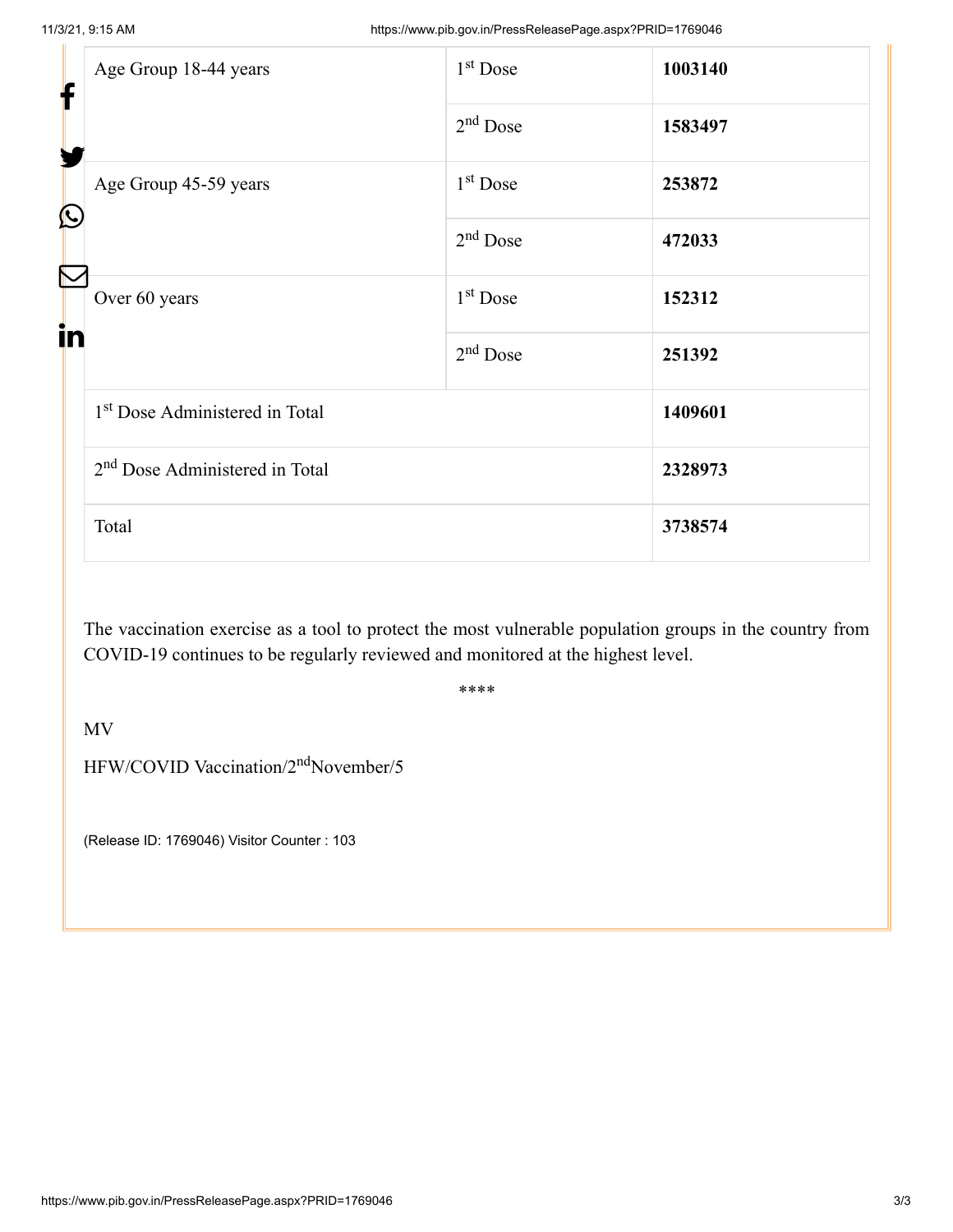| | | |
|---|---|---|
| Age Group 18-44 years | 1st Dose | **1003140** |
| | 2nd Dose | **1583497** |
| Age Group 45-59 years | 1st Dose | **253872** |
| | 2nd Dose | **472033** |
| Over 60 years | 1st Dose | **152312** |
| | 2nd Dose | **251392** |
| 1st Dose Administered in Total | | **1409601** |
| 2nd Dose Administered in Total | | **2328973** |
| Total | | **3738574** |

The vaccination exercise as a tool to protect the most vulnerable population groups in the country from COVID-19 continues to be regularly reviewed and monitored at the highest level.

****

MV

HFW/COVID Vaccination/2ndNovember/5

(Release ID: 1769046) Visitor Counter : 103